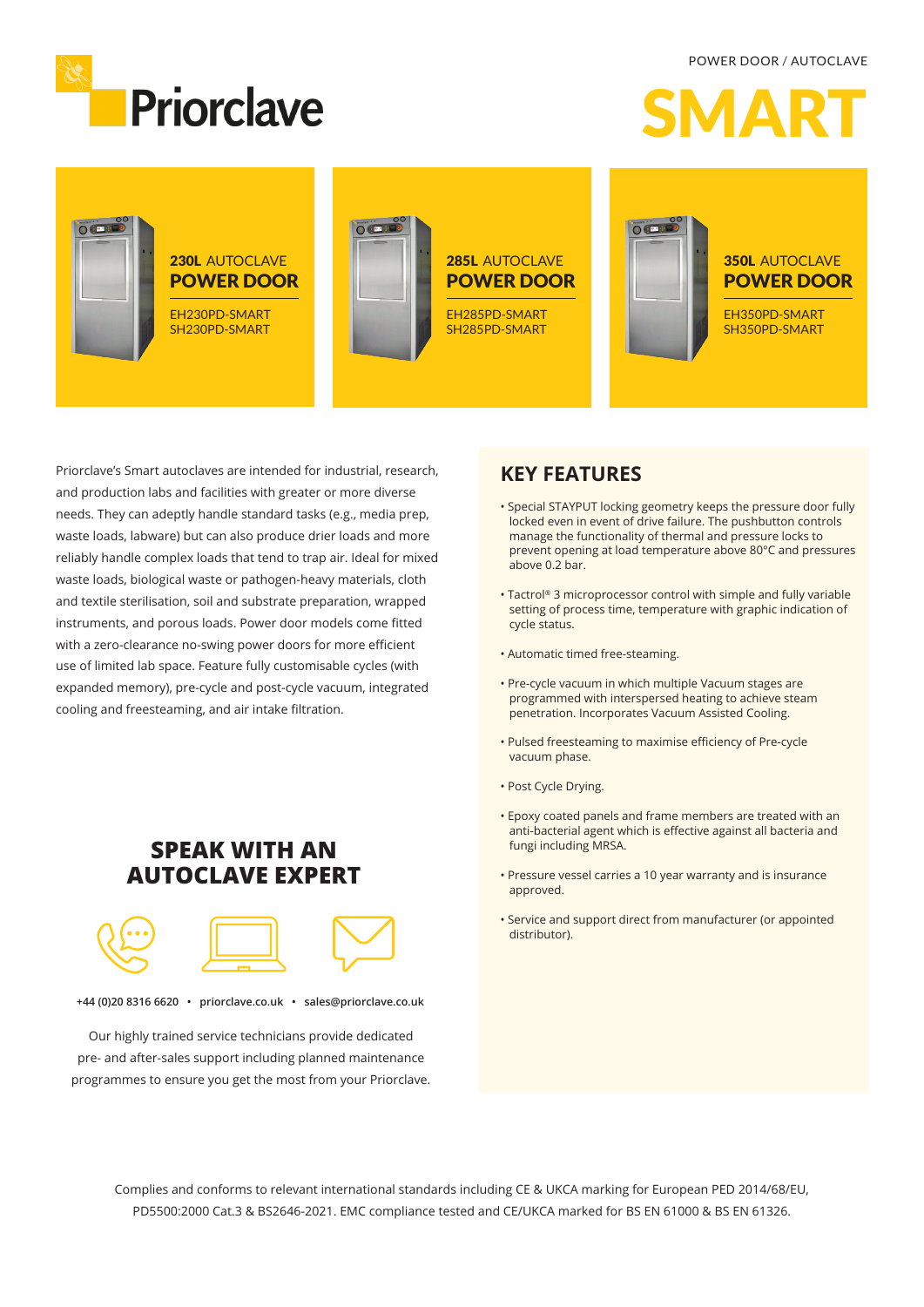POWER DOOR / AUTOCLAVE

# Priorclave

# SMART

**230L** AUTOCLAVE
**POWER DOOR**

EH230PD-SMART
SH230PD-SMART

**285L** AUTOCLAVE
**POWER DOOR**

EH285PD-SMART
SH285PD-SMART

**350L** AUTOCLAVE
**POWER DOOR**

EH350PD-SMART
SH350PD-SMART

Priorclave's Smart autoclaves are intended for industrial, research, and production labs and facilities with greater or more diverse needs. They can adeptly handle standard tasks (e.g., media prep, waste loads, labware) but can also produce drier loads and more reliably handle complex loads that tend to trap air. Ideal for mixed waste loads, biological waste or pathogen-heavy materials, cloth and textile sterilisation, soil and substrate preparation, wrapped instruments, and porous loads. Power door models come fitted with a zero-clearance no-swing power doors for more efficient use of limited lab space. Feature fully customisable cycles (with expanded memory), pre-cycle and post-cycle vacuum, integrated cooling and freesteaming, and air intake filtration.

## KEY FEATURES

- Special STAYPUT locking geometry keeps the pressure door fully locked even in event of drive failure. The pushbutton controls manage the functionality of thermal and pressure locks to prevent opening at load temperature above 80°C and pressures above 0.2 bar.
- Tactrol® 3 microprocessor control with simple and fully variable setting of process time, temperature with graphic indication of cycle status.
- Automatic timed free-steaming.
- Pre-cycle vacuum in which multiple Vacuum stages are programmed with interspersed heating to achieve steam penetration. Incorporates Vacuum Assisted Cooling.
- Pulsed freesteaming to maximise efficiency of Pre-cycle vacuum phase.
- Post Cycle Drying.
- Epoxy coated panels and frame members are treated with an anti-bacterial agent which is effective against all bacteria and fungi including MRSA.
- Pressure vessel carries a 10 year warranty and is insurance approved.
- Service and support direct from manufacturer (or appointed distributor).

## SPEAK WITH AN AUTOCLAVE EXPERT

**+44 (0)20 8316 6620 • priorclave.co.uk • sales@priorclave.co.uk**

Our highly trained service technicians provide dedicated pre- and after-sales support including planned maintenance programmes to ensure you get the most from your Priorclave.

Complies and conforms to relevant international standards including CE & UKCA marking for European PED 2014/68/EU, PD5500:2000 Cat.3 & BS2646-2021. EMC compliance tested and CE/UKCA marked for BS EN 61000 & BS EN 61326.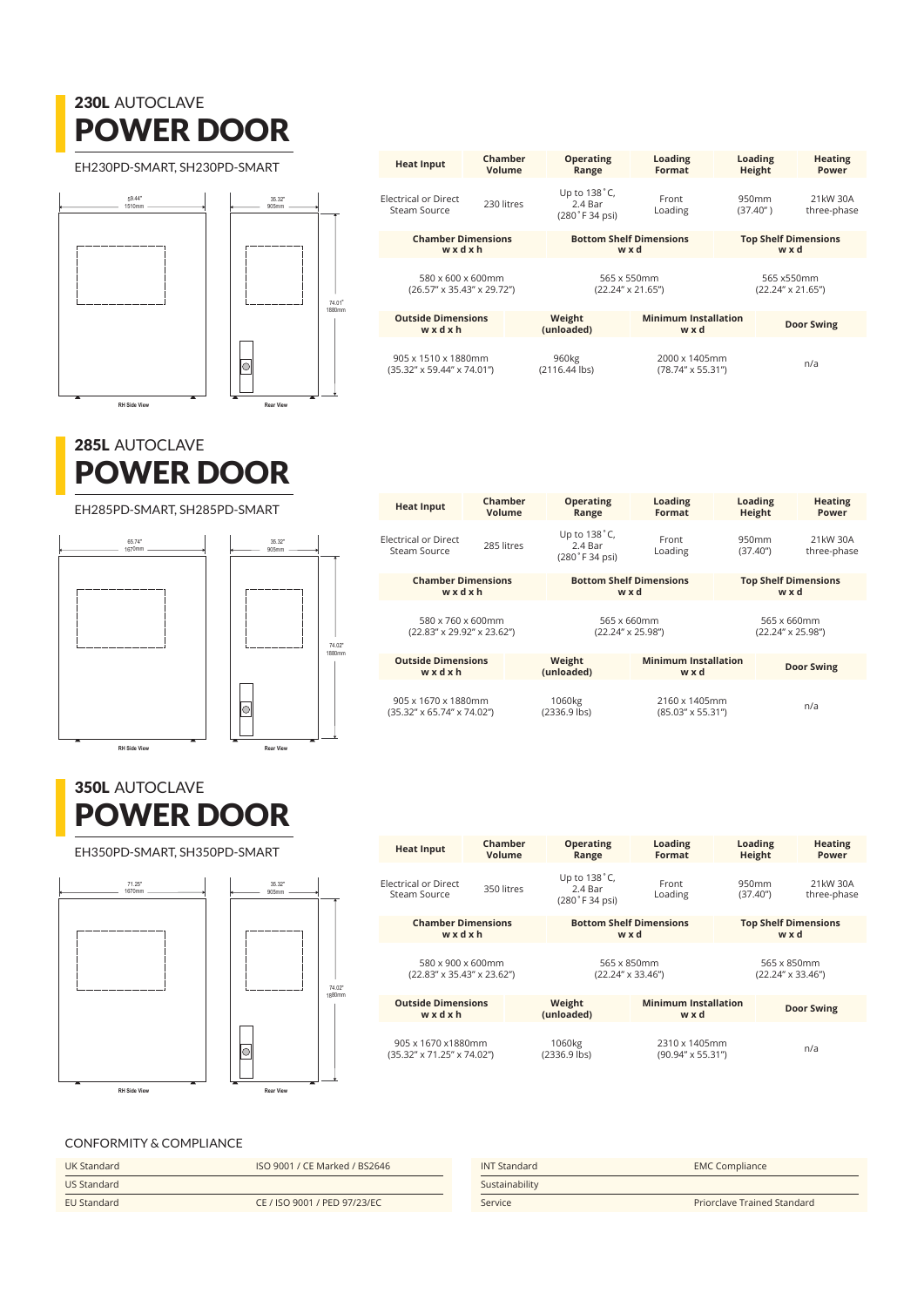## 230L AUTOCLAVE
# POWER DOOR

EH230PD-SMART, SH230PD-SMART

59.44"
1510mm

35.32"
905mm

74.01"
1880mm

RH Side View

Rear View

| Heat Input | Chamber Volume | Operating Range | Loading Format | Loading Height | Heating Power |
|---|---|---|---|---|---|
| Electrical or Direct Steam Source | 230 litres | Up to 138˚C, 2.4 Bar (280˚F 34 psi) | Front Loading | 950mm (37.40" ) | 21kW 30A three-phase |

| Chamber Dimensions w x d x h | Bottom Shelf Dimensions w x d | Top Shelf Dimensions w x d |
|---|---|---|
| 580 x 600 x 600mm (26.57" x 35.43" x 29.72") | 565 x 550mm (22.24" x 21.65") | 565 x550mm (22.24" x 21.65") |

| Outside Dimensions w x d x h | Weight (unloaded) | Minimum Installation w x d | Door Swing |
|---|---|---|---|
| 905 x 1510 x 1880mm (35.32" x 59.44" x 74.01") | 960kg (2116.44 lbs) | 2000 x 1405mm (78.74" x 55.31") | n/a |

## 285L AUTOCLAVE
# POWER DOOR

EH285PD-SMART, SH285PD-SMART

65.74"
1670mm

35.32"
905mm

74.02"
1880mm

RH Side View

Rear View

| Heat Input | Chamber Volume | Operating Range | Loading Format | Loading Height | Heating Power |
|---|---|---|---|---|---|
| Electrical or Direct Steam Source | 285 litres | Up to 138˚C, 2.4 Bar (280˚F 34 psi) | Front Loading | 950mm (37.40") | 21kW 30A three-phase |

| Chamber Dimensions w x d x h | Bottom Shelf Dimensions w x d | Top Shelf Dimensions w x d |
|---|---|---|
| 580 x 760 x 600mm (22.83" x 29.92" x 23.62") | 565 x 660mm (22.24" x 25.98") | 565 x 660mm (22.24" x 25.98") |

| Outside Dimensions w x d x h | Weight (unloaded) | Minimum Installation w x d | Door Swing |
|---|---|---|---|
| 905 x 1670 x 1880mm (35.32" x 65.74" x 74.02") | 1060kg (2336.9 lbs) | 2160 x 1405mm (85.03" x 55.31") | n/a |

## 350L AUTOCLAVE
# POWER DOOR

EH350PD-SMART, SH350PD-SMART

71.25"
1670mm

35.32"
905mm

74.02"
1880mm

RH Side View

Rear View

| Heat Input | Chamber Volume | Operating Range | Loading Format | Loading Height | Heating Power |
|---|---|---|---|---|---|
| Electrical or Direct Steam Source | 350 litres | Up to 138˚C, 2.4 Bar (280˚F 34 psi) | Front Loading | 950mm (37.40") | 21kW 30A three-phase |

| Chamber Dimensions w x d x h | Bottom Shelf Dimensions w x d | Top Shelf Dimensions w x d |
|---|---|---|
| 580 x 900 x 600mm (22.83" x 35.43" x 23.62") | 565 x 850mm (22.24" x 33.46") | 565 x 850mm (22.24" x 33.46") |

| Outside Dimensions w x d x h | Weight (unloaded) | Minimum Installation w x d | Door Swing |
|---|---|---|---|
| 905 x 1670 x1880mm (35.32" x 71.25" x 74.02") | 1060kg (2336.9 lbs) | 2310 x 1405mm (90.94" x 55.31") | n/a |

### CONFORMITY & COMPLIANCE

| | | | |
|---|---|---|---|
| UK Standard | ISO 9001 / CE Marked / BS2646 | INT Standard | EMC Compliance |
| US Standard | | Sustainability | |
| EU Standard | CE / ISO 9001 / PED 97/23/EC | Service | Priorclave Trained Standard |